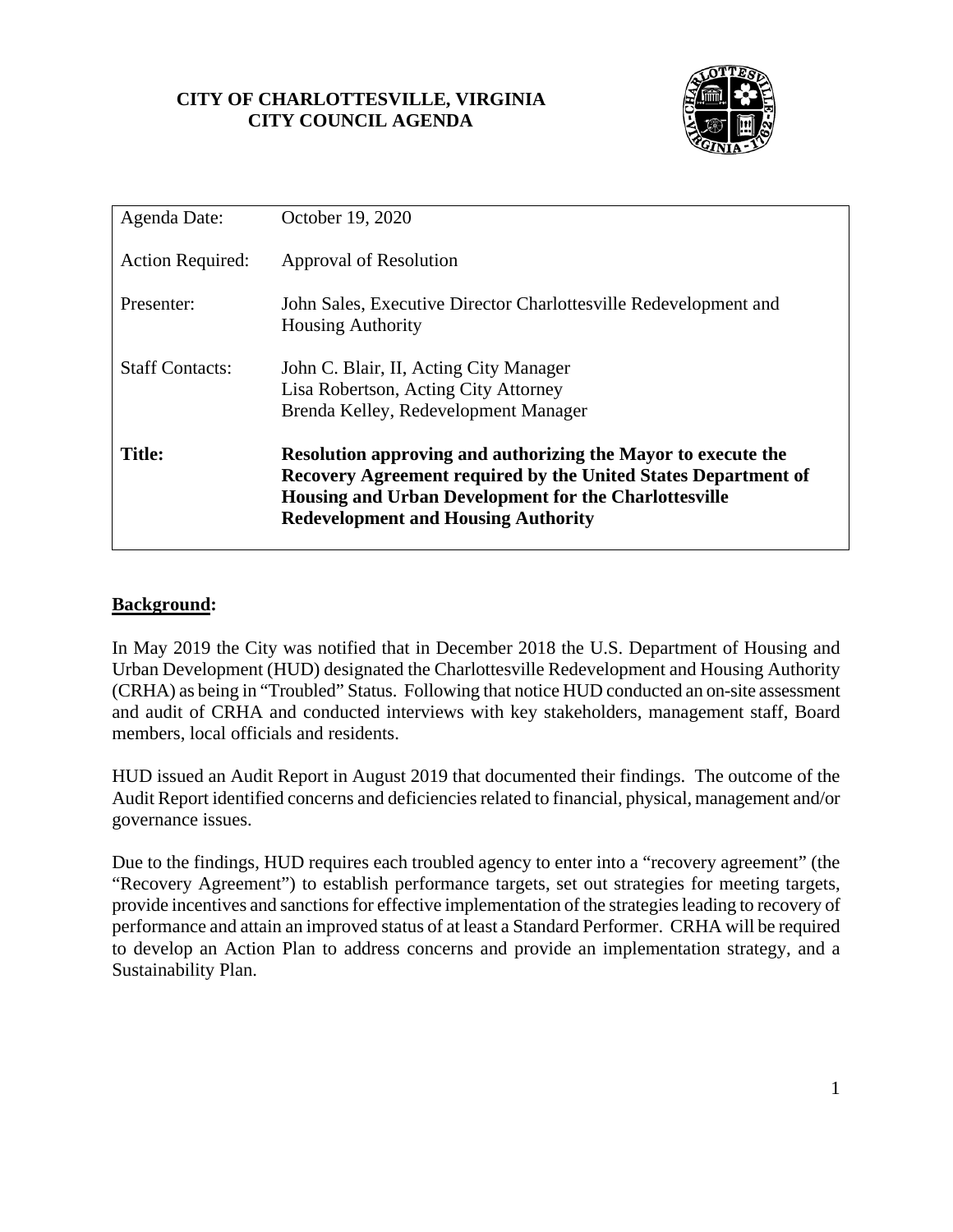# CITY OF CHARLOTTESVILLE, VIRGINIA
## CITY COUNCIL AGENDA

| | |
|---|---|
| Agenda Date: | October 19, 2020 |
| Action Required: | Approval of Resolution |
| Presenter: | John Sales, Executive Director Charlottesville Redevelopment and Housing Authority |
| Staff Contacts: | John C. Blair, II, Acting City Manager<br>Lisa Robertson, Acting City Attorney<br>Brenda Kelley, Redevelopment Manager |
| **Title:** | **Resolution approving and authorizing the Mayor to execute the Recovery Agreement required by the United States Department of Housing and Urban Development for the Charlottesville Redevelopment and Housing Authority** |

## Background:

In May 2019 the City was notified that in December 2018 the U.S. Department of Housing and Urban Development (HUD) designated the Charlottesville Redevelopment and Housing Authority (CRHA) as being in "Troubled" Status. Following that notice HUD conducted an on-site assessment and audit of CRHA and conducted interviews with key stakeholders, management staff, Board members, local officials and residents.

HUD issued an Audit Report in August 2019 that documented their findings. The outcome of the Audit Report identified concerns and deficiencies related to financial, physical, management and/or governance issues.

Due to the findings, HUD requires each troubled agency to enter into a "recovery agreement" (the "Recovery Agreement") to establish performance targets, set out strategies for meeting targets, provide incentives and sanctions for effective implementation of the strategies leading to recovery of performance and attain an improved status of at least a Standard Performer. CRHA will be required to develop an Action Plan to address concerns and provide an implementation strategy, and a Sustainability Plan.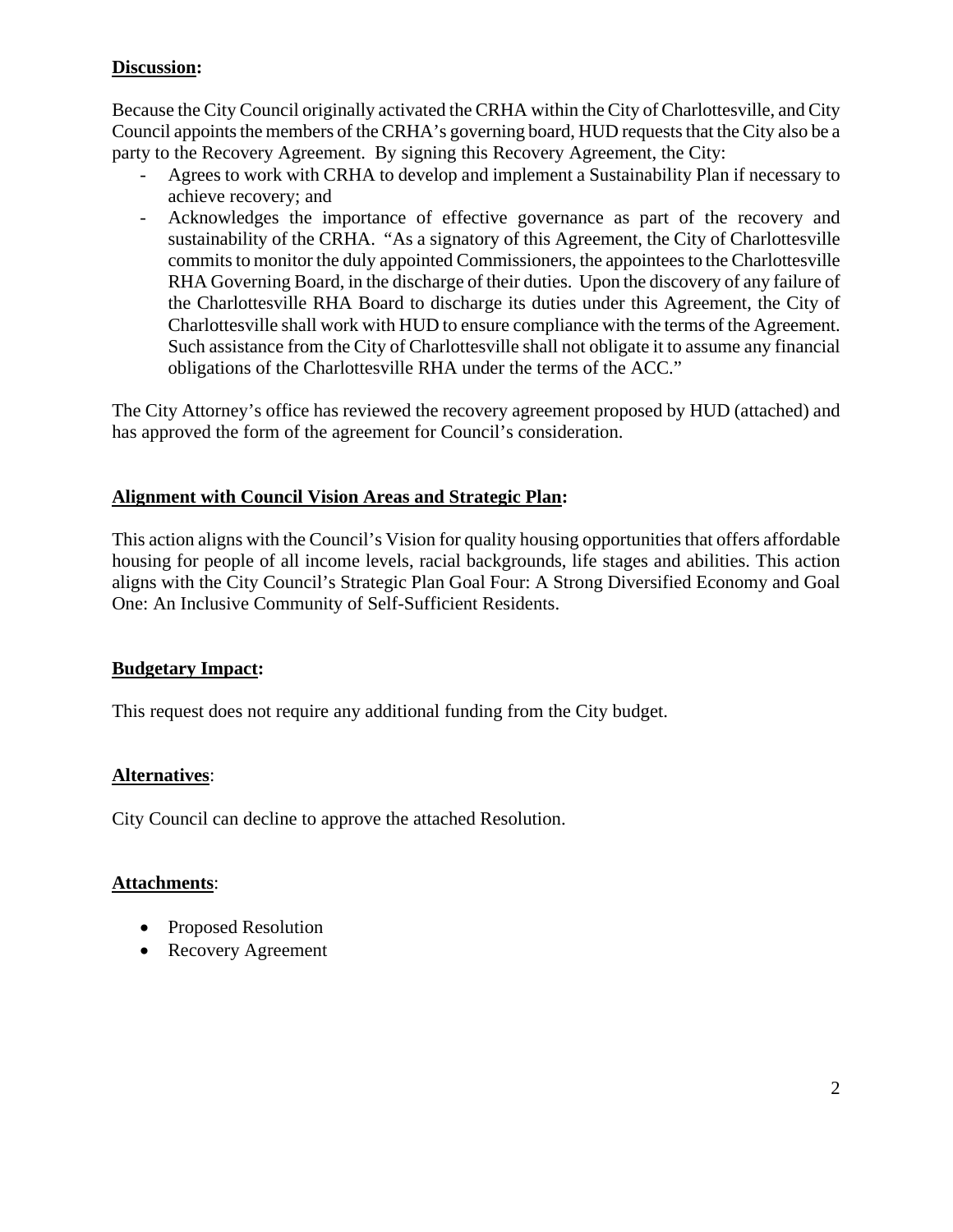**Discussion:**

Because the City Council originally activated the CRHA within the City of Charlottesville, and City Council appoints the members of the CRHA's governing board, HUD requests that the City also be a party to the Recovery Agreement. By signing this Recovery Agreement, the City:

- Agrees to work with CRHA to develop and implement a Sustainability Plan if necessary to achieve recovery; and
- Acknowledges the importance of effective governance as part of the recovery and sustainability of the CRHA. "As a signatory of this Agreement, the City of Charlottesville commits to monitor the duly appointed Commissioners, the appointees to the Charlottesville RHA Governing Board, in the discharge of their duties. Upon the discovery of any failure of the Charlottesville RHA Board to discharge its duties under this Agreement, the City of Charlottesville shall work with HUD to ensure compliance with the terms of the Agreement. Such assistance from the City of Charlottesville shall not obligate it to assume any financial obligations of the Charlottesville RHA under the terms of the ACC."

The City Attorney's office has reviewed the recovery agreement proposed by HUD (attached) and has approved the form of the agreement for Council's consideration.

**Alignment with Council Vision Areas and Strategic Plan:**

This action aligns with the Council's Vision for quality housing opportunities that offers affordable housing for people of all income levels, racial backgrounds, life stages and abilities. This action aligns with the City Council's Strategic Plan Goal Four: A Strong Diversified Economy and Goal One: An Inclusive Community of Self-Sufficient Residents.

**Budgetary Impact:**

This request does not require any additional funding from the City budget.

**Alternatives**:

City Council can decline to approve the attached Resolution.

**Attachments**:

- Proposed Resolution
- Recovery Agreement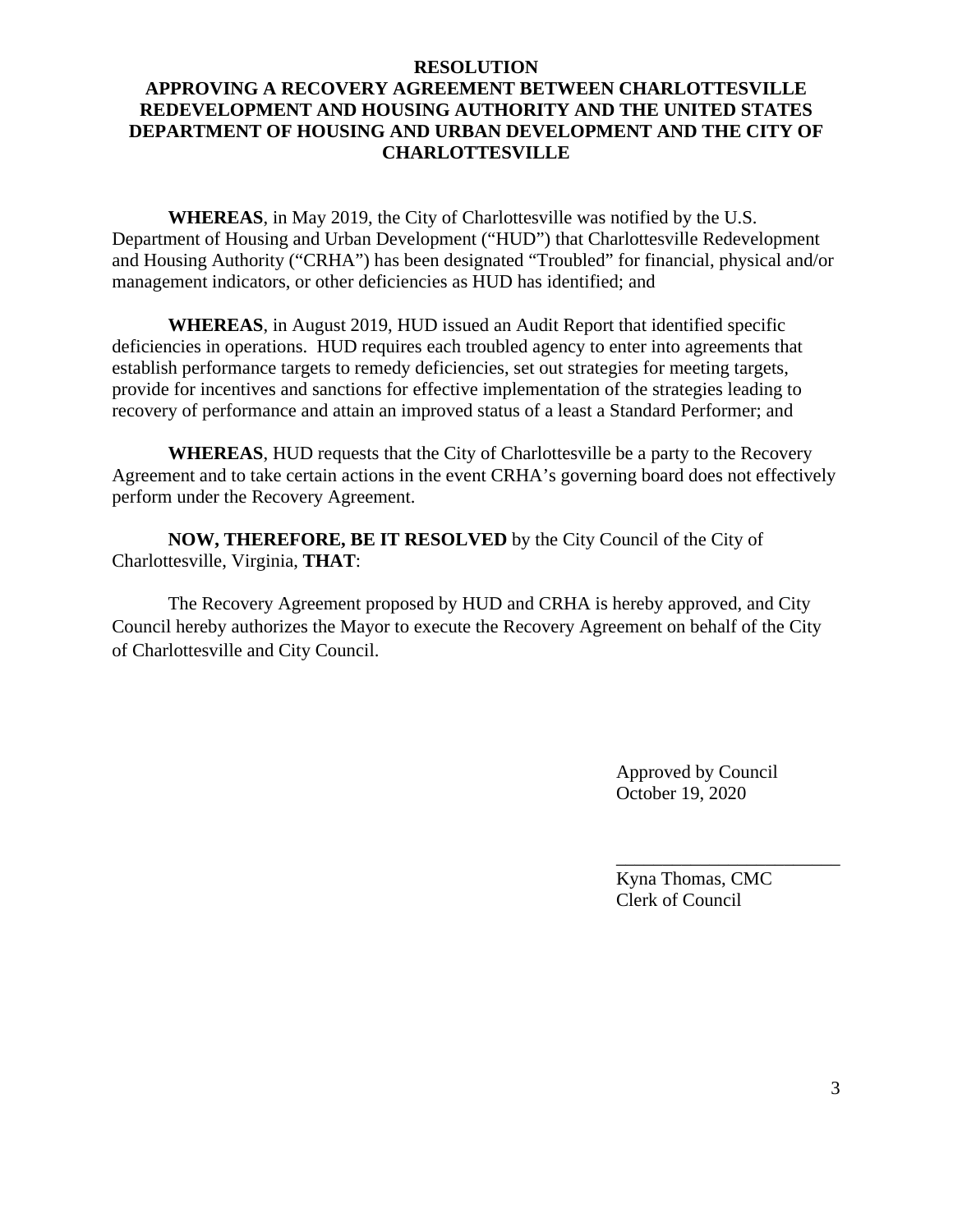# RESOLUTION

## APPROVING A RECOVERY AGREEMENT BETWEEN CHARLOTTESVILLE REDEVELOPMENT AND HOUSING AUTHORITY AND THE UNITED STATES DEPARTMENT OF HOUSING AND URBAN DEVELOPMENT AND THE CITY OF CHARLOTTESVILLE

**WHEREAS**, in May 2019, the City of Charlottesville was notified by the U.S. Department of Housing and Urban Development ("HUD") that Charlottesville Redevelopment and Housing Authority ("CRHA") has been designated "Troubled" for financial, physical and/or management indicators, or other deficiencies as HUD has identified; and

**WHEREAS**, in August 2019, HUD issued an Audit Report that identified specific deficiencies in operations. HUD requires each troubled agency to enter into agreements that establish performance targets to remedy deficiencies, set out strategies for meeting targets, provide for incentives and sanctions for effective implementation of the strategies leading to recovery of performance and attain an improved status of a least a Standard Performer; and

**WHEREAS**, HUD requests that the City of Charlottesville be a party to the Recovery Agreement and to take certain actions in the event CRHA's governing board does not effectively perform under the Recovery Agreement.

**NOW, THEREFORE, BE IT RESOLVED** by the City Council of the City of Charlottesville, Virginia, **THAT**:

The Recovery Agreement proposed by HUD and CRHA is hereby approved, and City Council hereby authorizes the Mayor to execute the Recovery Agreement on behalf of the City of Charlottesville and City Council.

Approved by Council
October 19, 2020

\_\_\_\_\_\_\_\_\_\_\_\_\_\_\_\_\_\_\_\_\_\_\_\_

Kyna Thomas, CMC
Clerk of Council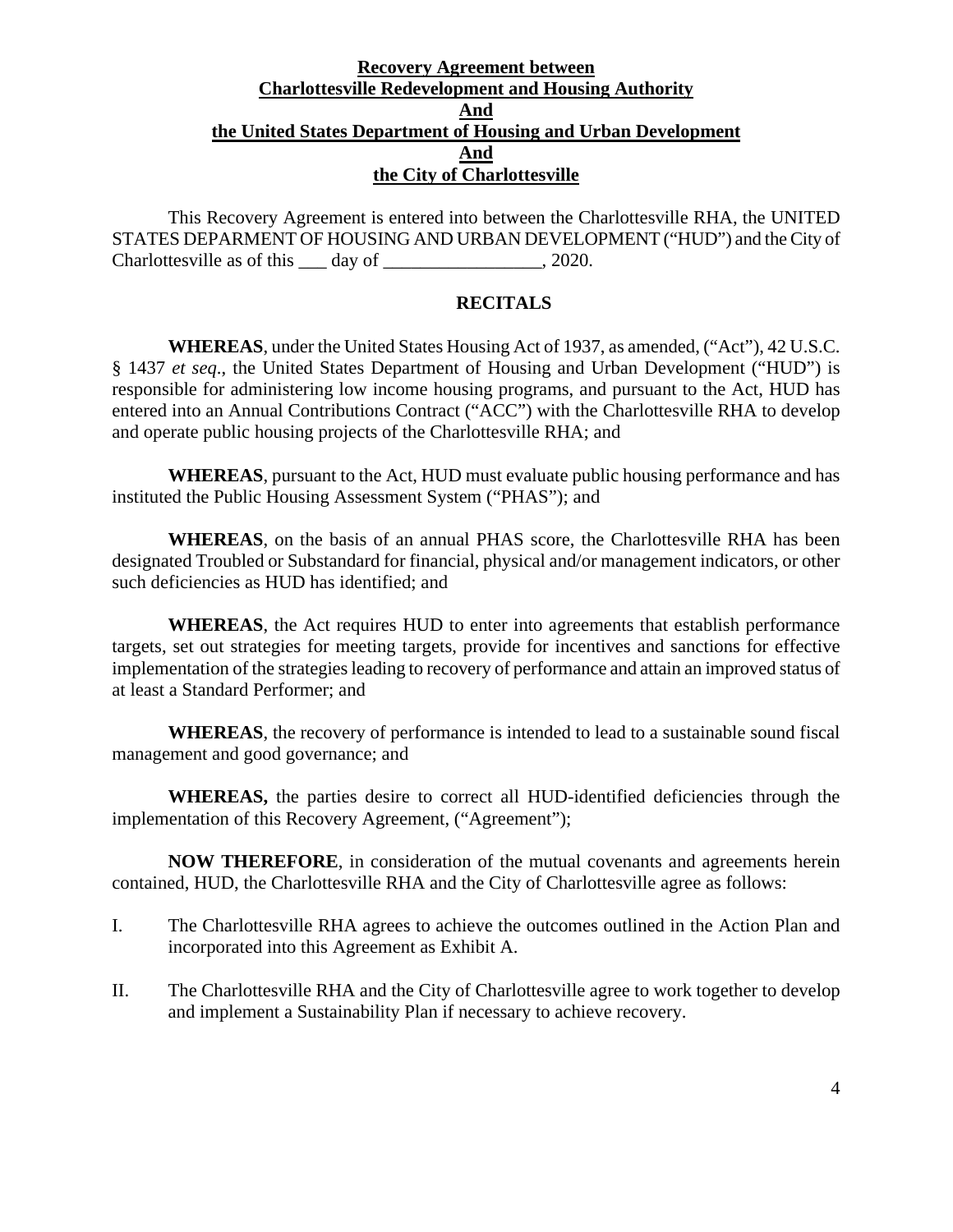**Recovery Agreement between**
**Charlottesville Redevelopment and Housing Authority**
**And**
**the United States Department of Housing and Urban Development**
**And**
**the City of Charlottesville**

This Recovery Agreement is entered into between the Charlottesville RHA, the UNITED STATES DEPARMENT OF HOUSING AND URBAN DEVELOPMENT ("HUD") and the City of Charlottesville as of this ___ day of _________________, 2020.

**RECITALS**

**WHEREAS**, under the United States Housing Act of 1937, as amended, ("Act"), 42 U.S.C. § 1437 *et seq*., the United States Department of Housing and Urban Development ("HUD") is responsible for administering low income housing programs, and pursuant to the Act, HUD has entered into an Annual Contributions Contract ("ACC") with the Charlottesville RHA to develop and operate public housing projects of the Charlottesville RHA; and

**WHEREAS**, pursuant to the Act, HUD must evaluate public housing performance and has instituted the Public Housing Assessment System ("PHAS"); and

**WHEREAS**, on the basis of an annual PHAS score, the Charlottesville RHA has been designated Troubled or Substandard for financial, physical and/or management indicators, or other such deficiencies as HUD has identified; and

**WHEREAS**, the Act requires HUD to enter into agreements that establish performance targets, set out strategies for meeting targets, provide for incentives and sanctions for effective implementation of the strategies leading to recovery of performance and attain an improved status of at least a Standard Performer; and

**WHEREAS**, the recovery of performance is intended to lead to a sustainable sound fiscal management and good governance; and

**WHEREAS,** the parties desire to correct all HUD-identified deficiencies through the implementation of this Recovery Agreement, ("Agreement");

**NOW THEREFORE**, in consideration of the mutual covenants and agreements herein contained, HUD, the Charlottesville RHA and the City of Charlottesville agree as follows:

I. The Charlottesville RHA agrees to achieve the outcomes outlined in the Action Plan and incorporated into this Agreement as Exhibit A.

II. The Charlottesville RHA and the City of Charlottesville agree to work together to develop and implement a Sustainability Plan if necessary to achieve recovery.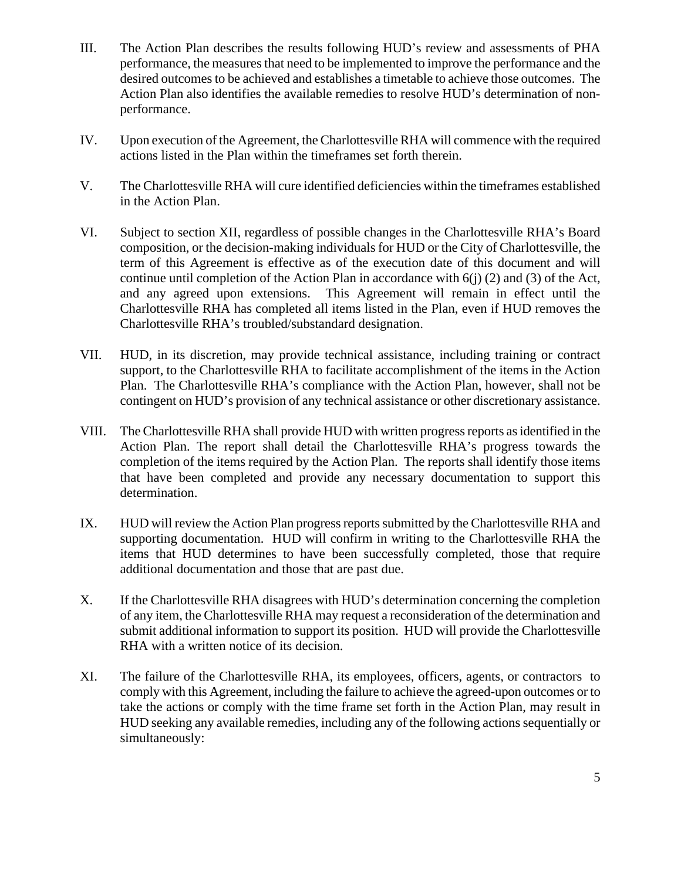III. The Action Plan describes the results following HUD's review and assessments of PHA performance, the measures that need to be implemented to improve the performance and the desired outcomes to be achieved and establishes a timetable to achieve those outcomes. The Action Plan also identifies the available remedies to resolve HUD's determination of non-performance.

IV. Upon execution of the Agreement, the Charlottesville RHA will commence with the required actions listed in the Plan within the timeframes set forth therein.

V. The Charlottesville RHA will cure identified deficiencies within the timeframes established in the Action Plan.

VI. Subject to section XII, regardless of possible changes in the Charlottesville RHA's Board composition, or the decision-making individuals for HUD or the City of Charlottesville, the term of this Agreement is effective as of the execution date of this document and will continue until completion of the Action Plan in accordance with 6(j) (2) and (3) of the Act, and any agreed upon extensions. This Agreement will remain in effect until the Charlottesville RHA has completed all items listed in the Plan, even if HUD removes the Charlottesville RHA's troubled/substandard designation.

VII. HUD, in its discretion, may provide technical assistance, including training or contract support, to the Charlottesville RHA to facilitate accomplishment of the items in the Action Plan. The Charlottesville RHA's compliance with the Action Plan, however, shall not be contingent on HUD's provision of any technical assistance or other discretionary assistance.

VIII. The Charlottesville RHA shall provide HUD with written progress reports as identified in the Action Plan. The report shall detail the Charlottesville RHA's progress towards the completion of the items required by the Action Plan. The reports shall identify those items that have been completed and provide any necessary documentation to support this determination.

IX. HUD will review the Action Plan progress reports submitted by the Charlottesville RHA and supporting documentation. HUD will confirm in writing to the Charlottesville RHA the items that HUD determines to have been successfully completed, those that require additional documentation and those that are past due.

X. If the Charlottesville RHA disagrees with HUD's determination concerning the completion of any item, the Charlottesville RHA may request a reconsideration of the determination and submit additional information to support its position. HUD will provide the Charlottesville RHA with a written notice of its decision.

XI. The failure of the Charlottesville RHA, its employees, officers, agents, or contractors to comply with this Agreement, including the failure to achieve the agreed-upon outcomes or to take the actions or comply with the time frame set forth in the Action Plan, may result in HUD seeking any available remedies, including any of the following actions sequentially or simultaneously: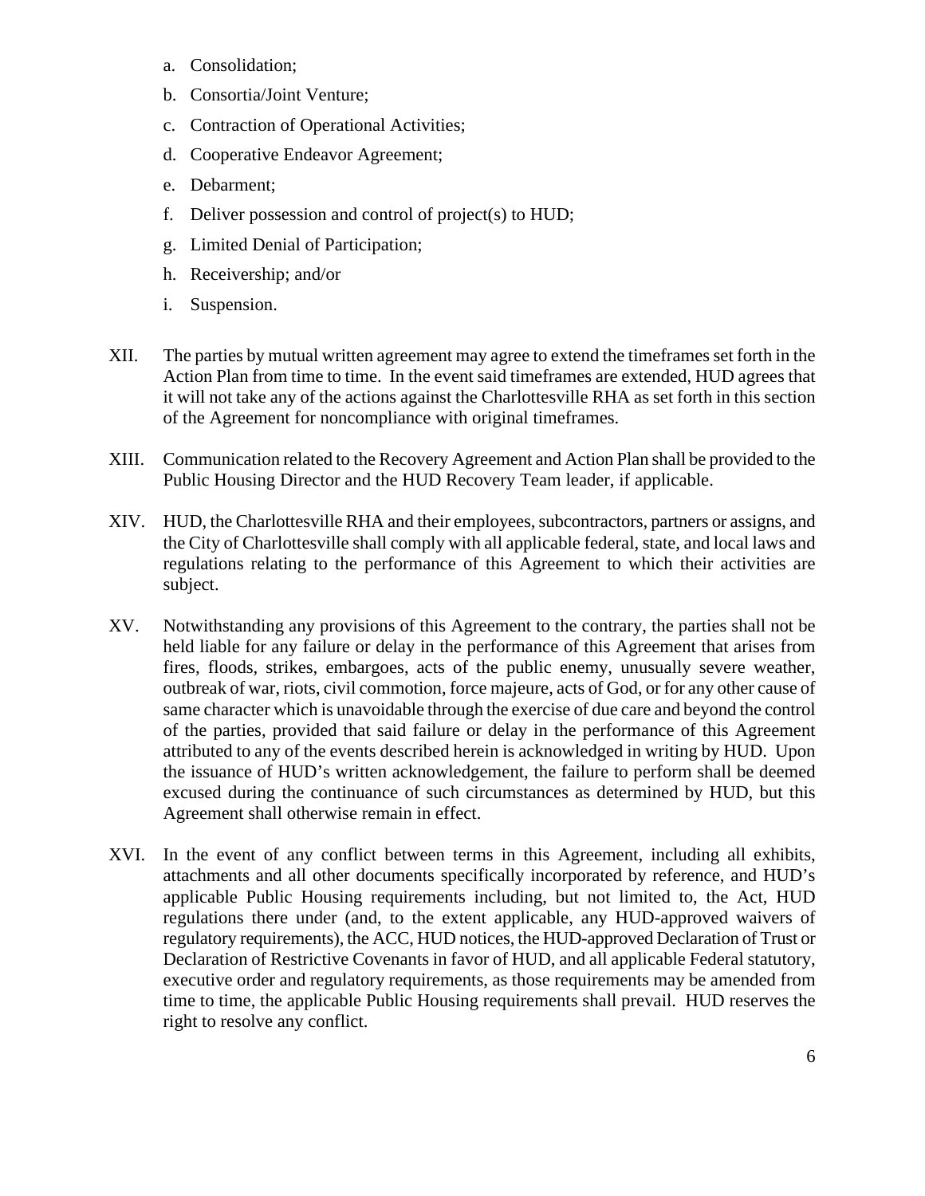a. Consolidation;
   b. Consortia/Joint Venture;
   c. Contraction of Operational Activities;
   d. Cooperative Endeavor Agreement;
   e. Debarment;
   f. Deliver possession and control of project(s) to HUD;
   g. Limited Denial of Participation;
   h. Receivership; and/or
   i. Suspension.

XII. The parties by mutual written agreement may agree to extend the timeframes set forth in the Action Plan from time to time. In the event said timeframes are extended, HUD agrees that it will not take any of the actions against the Charlottesville RHA as set forth in this section of the Agreement for noncompliance with original timeframes.

XIII. Communication related to the Recovery Agreement and Action Plan shall be provided to the Public Housing Director and the HUD Recovery Team leader, if applicable.

XIV. HUD, the Charlottesville RHA and their employees, subcontractors, partners or assigns, and the City of Charlottesville shall comply with all applicable federal, state, and local laws and regulations relating to the performance of this Agreement to which their activities are subject.

XV. Notwithstanding any provisions of this Agreement to the contrary, the parties shall not be held liable for any failure or delay in the performance of this Agreement that arises from fires, floods, strikes, embargoes, acts of the public enemy, unusually severe weather, outbreak of war, riots, civil commotion, force majeure, acts of God, or for any other cause of same character which is unavoidable through the exercise of due care and beyond the control of the parties, provided that said failure or delay in the performance of this Agreement attributed to any of the events described herein is acknowledged in writing by HUD. Upon the issuance of HUD's written acknowledgement, the failure to perform shall be deemed excused during the continuance of such circumstances as determined by HUD, but this Agreement shall otherwise remain in effect.

XVI. In the event of any conflict between terms in this Agreement, including all exhibits, attachments and all other documents specifically incorporated by reference, and HUD's applicable Public Housing requirements including, but not limited to, the Act, HUD regulations there under (and, to the extent applicable, any HUD-approved waivers of regulatory requirements), the ACC, HUD notices, the HUD-approved Declaration of Trust or Declaration of Restrictive Covenants in favor of HUD, and all applicable Federal statutory, executive order and regulatory requirements, as those requirements may be amended from time to time, the applicable Public Housing requirements shall prevail. HUD reserves the right to resolve any conflict.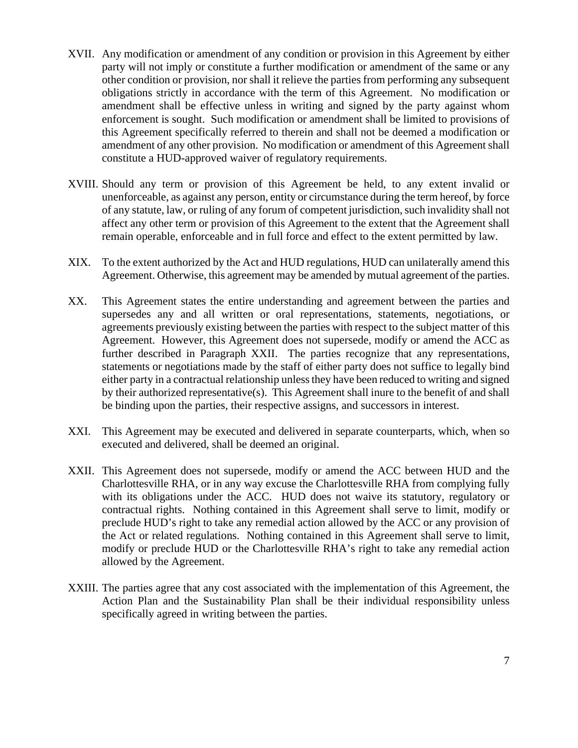XVII. Any modification or amendment of any condition or provision in this Agreement by either party will not imply or constitute a further modification or amendment of the same or any other condition or provision, nor shall it relieve the parties from performing any subsequent obligations strictly in accordance with the term of this Agreement. No modification or amendment shall be effective unless in writing and signed by the party against whom enforcement is sought. Such modification or amendment shall be limited to provisions of this Agreement specifically referred to therein and shall not be deemed a modification or amendment of any other provision. No modification or amendment of this Agreement shall constitute a HUD-approved waiver of regulatory requirements.

XVIII. Should any term or provision of this Agreement be held, to any extent invalid or unenforceable, as against any person, entity or circumstance during the term hereof, by force of any statute, law, or ruling of any forum of competent jurisdiction, such invalidity shall not affect any other term or provision of this Agreement to the extent that the Agreement shall remain operable, enforceable and in full force and effect to the extent permitted by law.

XIX. To the extent authorized by the Act and HUD regulations, HUD can unilaterally amend this Agreement. Otherwise, this agreement may be amended by mutual agreement of the parties.

XX. This Agreement states the entire understanding and agreement between the parties and supersedes any and all written or oral representations, statements, negotiations, or agreements previously existing between the parties with respect to the subject matter of this Agreement. However, this Agreement does not supersede, modify or amend the ACC as further described in Paragraph XXII. The parties recognize that any representations, statements or negotiations made by the staff of either party does not suffice to legally bind either party in a contractual relationship unless they have been reduced to writing and signed by their authorized representative(s). This Agreement shall inure to the benefit of and shall be binding upon the parties, their respective assigns, and successors in interest.

XXI. This Agreement may be executed and delivered in separate counterparts, which, when so executed and delivered, shall be deemed an original.

XXII. This Agreement does not supersede, modify or amend the ACC between HUD and the Charlottesville RHA, or in any way excuse the Charlottesville RHA from complying fully with its obligations under the ACC. HUD does not waive its statutory, regulatory or contractual rights. Nothing contained in this Agreement shall serve to limit, modify or preclude HUD's right to take any remedial action allowed by the ACC or any provision of the Act or related regulations. Nothing contained in this Agreement shall serve to limit, modify or preclude HUD or the Charlottesville RHA's right to take any remedial action allowed by the Agreement.

XXIII. The parties agree that any cost associated with the implementation of this Agreement, the Action Plan and the Sustainability Plan shall be their individual responsibility unless specifically agreed in writing between the parties.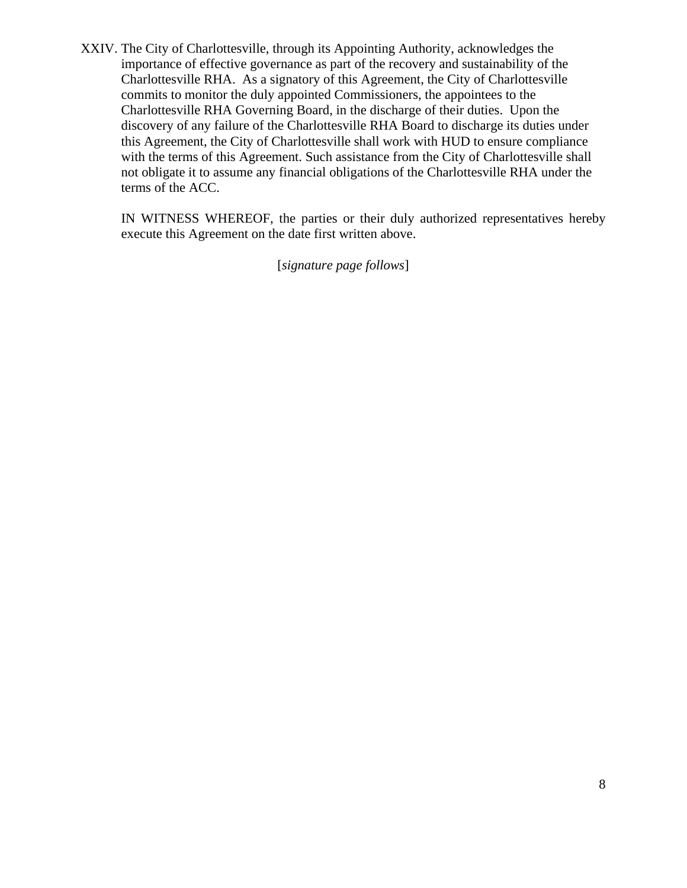XXIV. The City of Charlottesville, through its Appointing Authority, acknowledges the importance of effective governance as part of the recovery and sustainability of the Charlottesville RHA. As a signatory of this Agreement, the City of Charlottesville commits to monitor the duly appointed Commissioners, the appointees to the Charlottesville RHA Governing Board, in the discharge of their duties. Upon the discovery of any failure of the Charlottesville RHA Board to discharge its duties under this Agreement, the City of Charlottesville shall work with HUD to ensure compliance with the terms of this Agreement. Such assistance from the City of Charlottesville shall not obligate it to assume any financial obligations of the Charlottesville RHA under the terms of the ACC.

IN WITNESS WHEREOF, the parties or their duly authorized representatives hereby execute this Agreement on the date first written above.

[*signature page follows*]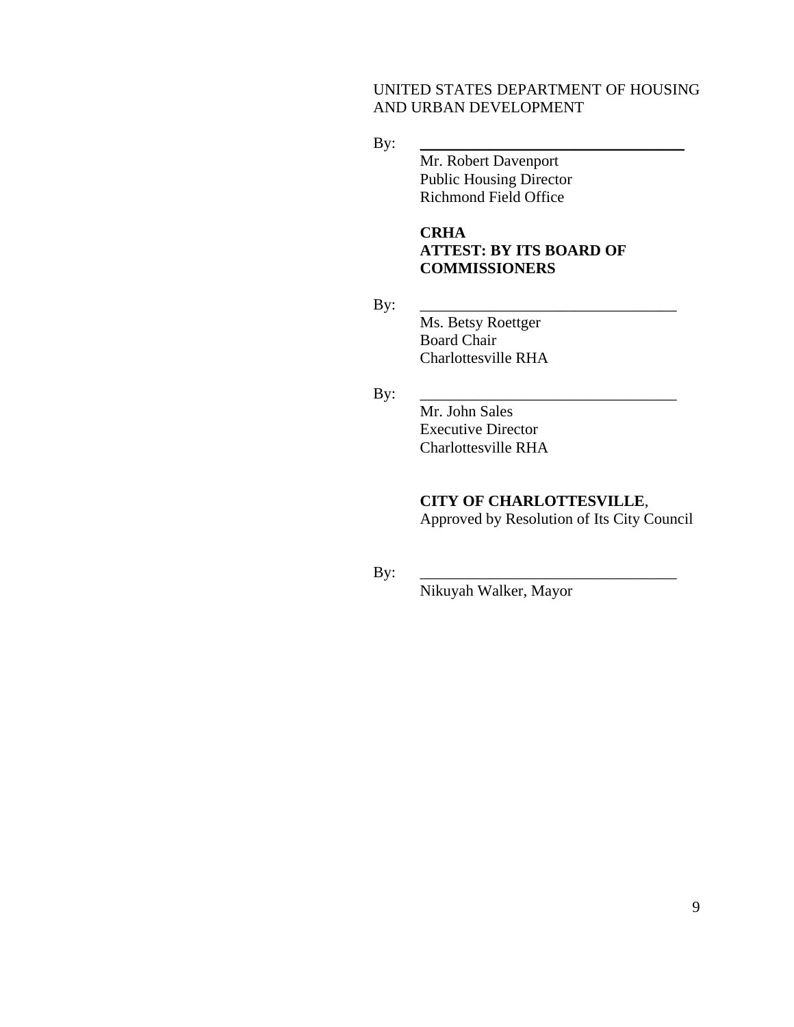UNITED STATES DEPARTMENT OF HOUSING AND URBAN DEVELOPMENT

By: ________________________________

Mr. Robert Davenport
Public Housing Director
Richmond Field Office

**CRHA**
**ATTEST: BY ITS BOARD OF COMMISSIONERS**

By: ________________________________

Ms. Betsy Roettger
Board Chair
Charlottesville RHA

By: ________________________________

Mr. John Sales
Executive Director
Charlottesville RHA

**CITY OF CHARLOTTESVILLE**,
Approved by Resolution of Its City Council

By: ________________________________

Nikuyah Walker, Mayor